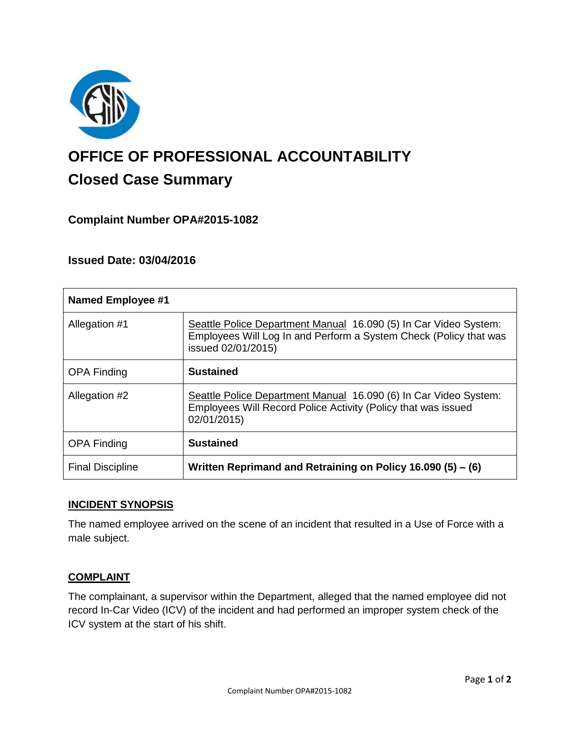# OFFICE OF PROFESSIONAL ACCOUNTABILITY

## Closed Case Summary

### Complaint Number OPA#2015-1082

### Issued Date: 03/04/2016

| Named Employee #1 | |
|---|---|
| Allegation #1 | Seattle Police Department Manual 16.090 (5) In Car Video System: Employees Will Log In and Perform a System Check (Policy that was issued 02/01/2015) |
| OPA Finding | **Sustained** |
| Allegation #2 | Seattle Police Department Manual 16.090 (6) In Car Video System: Employees Will Record Police Activity (Policy that was issued 02/01/2015) |
| OPA Finding | **Sustained** |
| Final Discipline | **Written Reprimand and Retraining on Policy 16.090 (5) – (6)** |

### INCIDENT SYNOPSIS

The named employee arrived on the scene of an incident that resulted in a Use of Force with a male subject.

### COMPLAINT

The complainant, a supervisor within the Department, alleged that the named employee did not record In-Car Video (ICV) of the incident and had performed an improper system check of the ICV system at the start of his shift.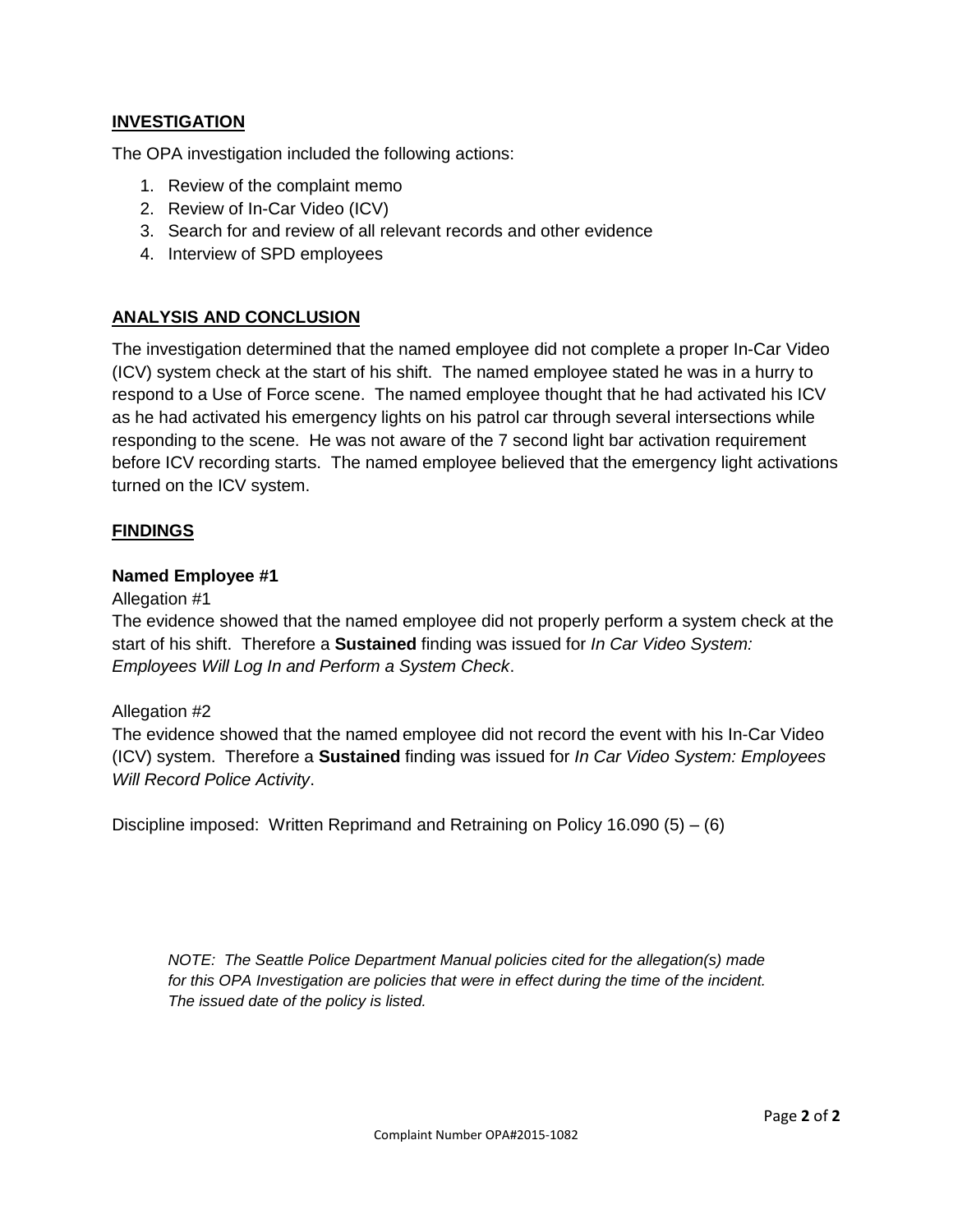## INVESTIGATION

The OPA investigation included the following actions:

1. Review of the complaint memo
2. Review of In-Car Video (ICV)
3. Search for and review of all relevant records and other evidence
4. Interview of SPD employees

## ANALYSIS AND CONCLUSION

The investigation determined that the named employee did not complete a proper In-Car Video (ICV) system check at the start of his shift. The named employee stated he was in a hurry to respond to a Use of Force scene. The named employee thought that he had activated his ICV as he had activated his emergency lights on his patrol car through several intersections while responding to the scene. He was not aware of the 7 second light bar activation requirement before ICV recording starts. The named employee believed that the emergency light activations turned on the ICV system.

## FINDINGS

**Named Employee #1**

Allegation #1

The evidence showed that the named employee did not properly perform a system check at the start of his shift. Therefore a **Sustained** finding was issued for *In Car Video System: Employees Will Log In and Perform a System Check*.

Allegation #2

The evidence showed that the named employee did not record the event with his In-Car Video (ICV) system. Therefore a **Sustained** finding was issued for *In Car Video System: Employees Will Record Police Activity*.

Discipline imposed: Written Reprimand and Retraining on Policy 16.090 (5) – (6)

*NOTE: The Seattle Police Department Manual policies cited for the allegation(s) made for this OPA Investigation are policies that were in effect during the time of the incident. The issued date of the policy is listed.*

Complaint Number OPA#2015-1082